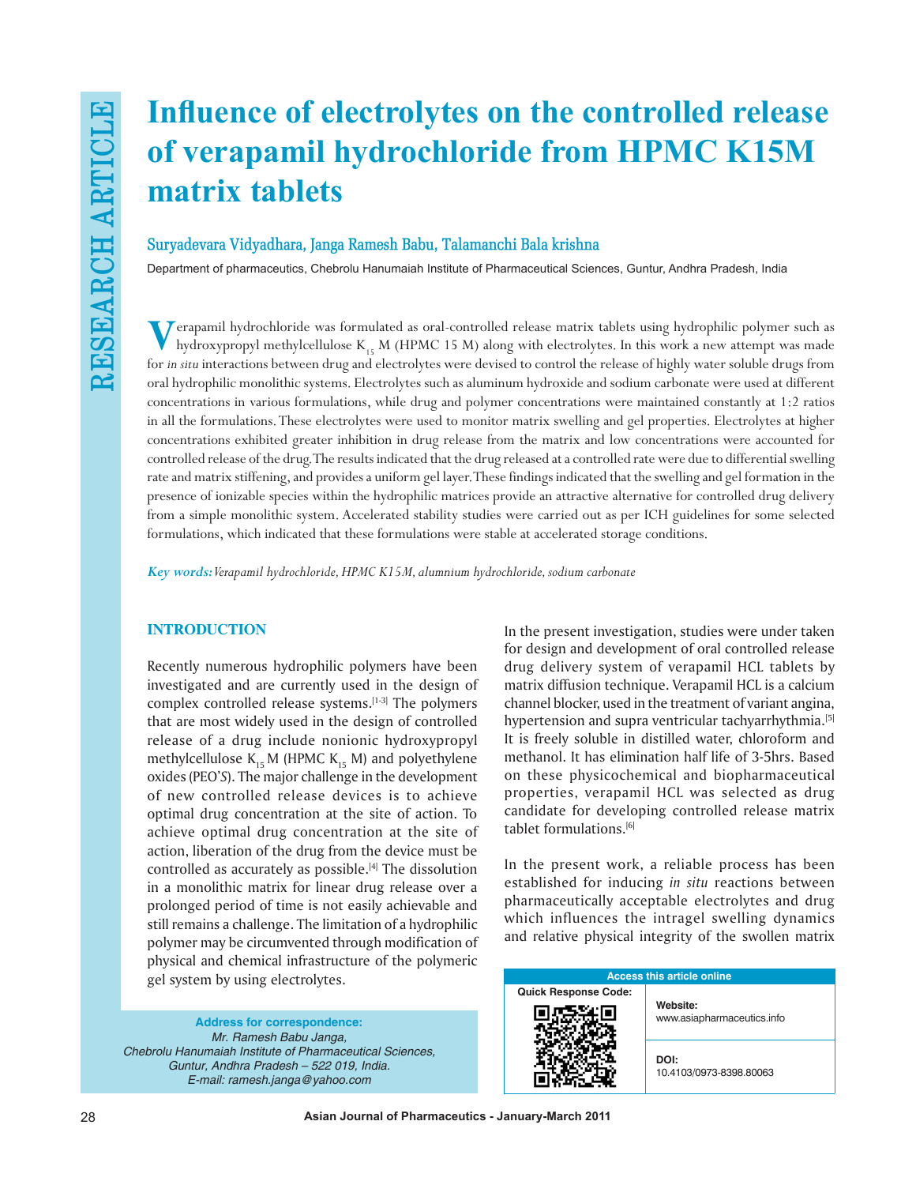# Influence of electrolytes on the controlled release of verapamil hydrochloride from HPMC K15M matrix tablets

**Suryadevara Vidyadhara, Janga Ramesh Babu, Talamanchi Bala krishna**

Department of pharmaceutics, Chebrolu Hanumaiah Institute of Pharmaceutical Sciences, Guntur, Andhra Pradesh, India

Verapamil hydrochloride was formulated as oral-controlled release matrix tablets using hydrophilic polymer such as hydroxypropyl methylcellulose $K_{15}$ M (HPMC 15 M) along with electrolytes. In this work a new attempt was made for *in situ* interactions between drug and electrolytes were devised to control the release of highly water soluble drugs from oral hydrophilic monolithic systems. Electrolytes such as aluminum hydroxide and sodium carbonate were used at different concentrations in various formulations, while drug and polymer concentrations were maintained constantly at 1:2 ratios in all the formulations. These electrolytes were used to monitor matrix swelling and gel properties. Electrolytes at higher concentrations exhibited greater inhibition in drug release from the matrix and low concentrations were accounted for controlled release of the drug. The results indicated that the drug released at a controlled rate were due to differential swelling rate and matrix stiffening, and provides a uniform gel layer. These findings indicated that the swelling and gel formation in the presence of ionizable species within the hydrophilic matrices provide an attractive alternative for controlled drug delivery from a simple monolithic system. Accelerated stability studies were carried out as per ICH guidelines for some selected formulations, which indicated that these formulations were stable at accelerated storage conditions.

***Key words:*** *Verapamil hydrochloride, HPMC K15M, alumnium hydrochloride, sodium carbonate*

## INTRODUCTION

Recently numerous hydrophilic polymers have been investigated and are currently used in the design of complex controlled release systems.[1-3] The polymers that are most widely used in the design of controlled release of a drug include nonionic hydroxypropyl methylcellulose $K_{15}$ M (HPMC $K_{15}$ M) and polyethylene oxides (PEO'S). The major challenge in the development of new controlled release devices is to achieve optimal drug concentration at the site of action. To achieve optimal drug concentration at the site of action, liberation of the drug from the device must be controlled as accurately as possible.[4] The dissolution in a monolithic matrix for linear drug release over a prolonged period of time is not easily achievable and still remains a challenge. The limitation of a hydrophilic polymer may be circumvented through modification of physical and chemical infrastructure of the polymeric gel system by using electrolytes.

In the present investigation, studies were under taken for design and development of oral controlled release drug delivery system of verapamil HCL tablets by matrix diffusion technique. Verapamil HCL is a calcium channel blocker, used in the treatment of variant angina, hypertension and supra ventricular tachyarrhythmia.[5] It is freely soluble in distilled water, chloroform and methanol. It has elimination half life of 3-5hrs. Based on these physicochemical and biopharmaceutical properties, verapamil HCL was selected as drug candidate for developing controlled release matrix tablet formulations.[6]

In the present work, a reliable process has been established for inducing *in situ* reactions between pharmaceutically acceptable electrolytes and drug which influences the intragel swelling dynamics and relative physical integrity of the swollen matrix

**Address for correspondence:**
*Mr. Ramesh Babu Janga,*
*Chebrolu Hanumaiah Institute of Pharmaceutical Sciences,*
*Guntur, Andhra Pradesh – 522 019, India.*
*E-mail: ramesh.janga@yahoo.com*

| Access this article online | |
|---|---|
| Quick Response Code: | **Website:** www.asiapharmaceutics.info |
| | **DOI:** 10.4103/0973-8398.80063 |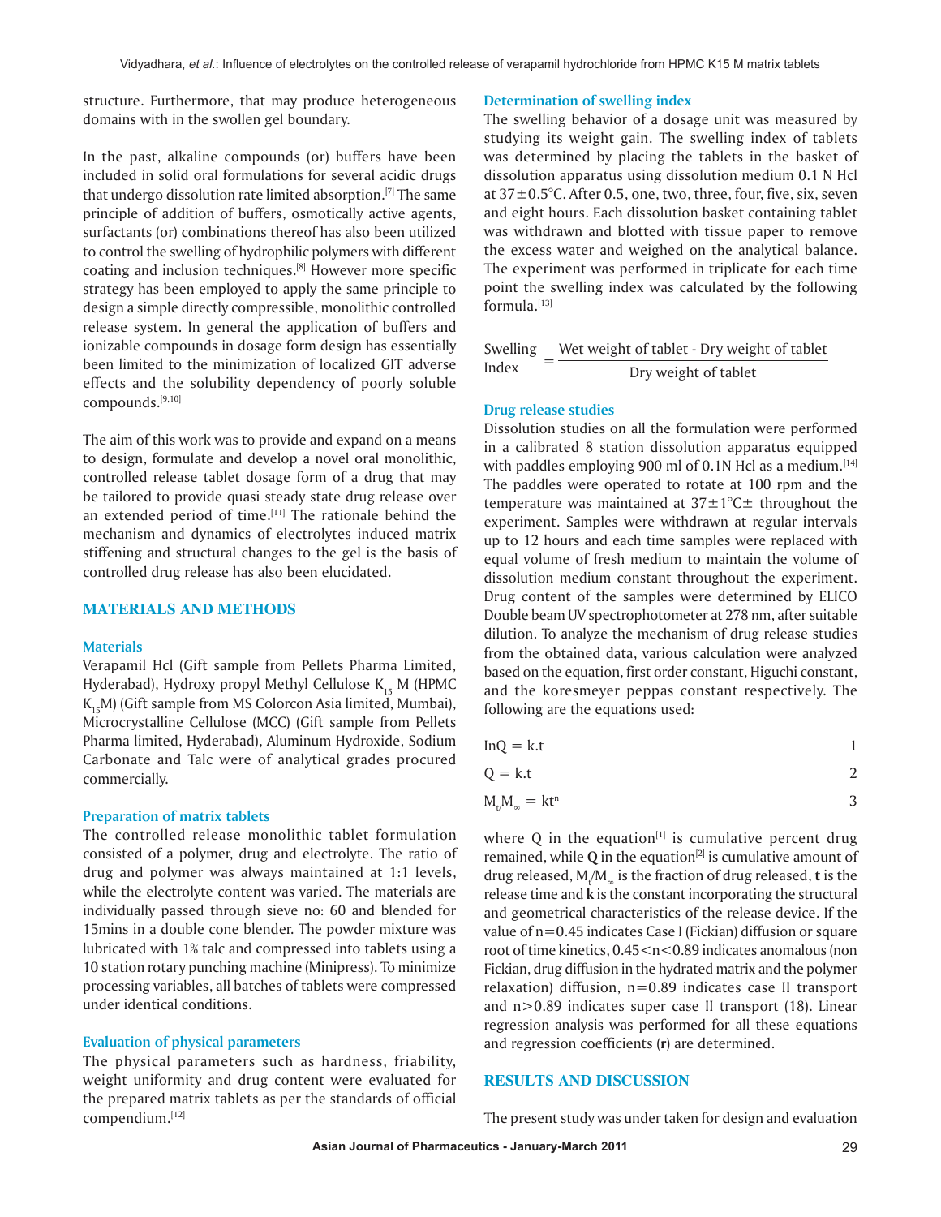structure. Furthermore, that may produce heterogeneous domains with in the swollen gel boundary.

In the past, alkaline compounds (or) buffers have been included in solid oral formulations for several acidic drugs that undergo dissolution rate limited absorption.[7] The same principle of addition of buffers, osmotically active agents, surfactants (or) combinations thereof has also been utilized to control the swelling of hydrophilic polymers with different coating and inclusion techniques.[8] However more specific strategy has been employed to apply the same principle to design a simple directly compressible, monolithic controlled release system. In general the application of buffers and ionizable compounds in dosage form design has essentially been limited to the minimization of localized GIT adverse effects and the solubility dependency of poorly soluble compounds.[9,10]

The aim of this work was to provide and expand on a means to design, formulate and develop a novel oral monolithic, controlled release tablet dosage form of a drug that may be tailored to provide quasi steady state drug release over an extended period of time.[11] The rationale behind the mechanism and dynamics of electrolytes induced matrix stiffening and structural changes to the gel is the basis of controlled drug release has also been elucidated.

## MATERIALS AND METHODS

### Materials

Verapamil Hcl (Gift sample from Pellets Pharma Limited, Hyderabad), Hydroxy propyl Methyl Cellulose $K_{15}$ M (HPMC $K_{15}$M) (Gift sample from MS Colorcon Asia limited, Mumbai), Microcrystalline Cellulose (MCC) (Gift sample from Pellets Pharma limited, Hyderabad), Aluminum Hydroxide, Sodium Carbonate and Talc were of analytical grades procured commercially.

### Preparation of matrix tablets

The controlled release monolithic tablet formulation consisted of a polymer, drug and electrolyte. The ratio of drug and polymer was always maintained at 1:1 levels, while the electrolyte content was varied. The materials are individually passed through sieve no: 60 and blended for 15mins in a double cone blender. The powder mixture was lubricated with 1% talc and compressed into tablets using a 10 station rotary punching machine (Minipress). To minimize processing variables, all batches of tablets were compressed under identical conditions.

### Evaluation of physical parameters

The physical parameters such as hardness, friability, weight uniformity and drug content were evaluated for the prepared matrix tablets as per the standards of official compendium.[12]

### Determination of swelling index

The swelling behavior of a dosage unit was measured by studying its weight gain. The swelling index of tablets was determined by placing the tablets in the basket of dissolution apparatus using dissolution medium 0.1 N Hcl at 37±0.5°C. After 0.5, one, two, three, four, five, six, seven and eight hours. Each dissolution basket containing tablet was withdrawn and blotted with tissue paper to remove the excess water and weighed on the analytical balance. The experiment was performed in triplicate for each time point the swelling index was calculated by the following formula.[13]

$$\text{Swelling Index} = \frac{\text{Wet weight of tablet - Dry weight of tablet}}{\text{Dry weight of tablet}}$$

### Drug release studies

Dissolution studies on all the formulation were performed in a calibrated 8 station dissolution apparatus equipped with paddles employing 900 ml of 0.1N Hcl as a medium.[14] The paddles were operated to rotate at 100 rpm and the temperature was maintained at 37±1°C± throughout the experiment. Samples were withdrawn at regular intervals up to 12 hours and each time samples were replaced with equal volume of fresh medium to maintain the volume of dissolution medium constant throughout the experiment. Drug content of the samples were determined by ELICO Double beam UV spectrophotometer at 278 nm, after suitable dilution. To analyze the mechanism of drug release studies from the obtained data, various calculation were analyzed based on the equation, first order constant, Higuchi constant, and the koresmeyer peppas constant respectively. The following are the equations used:

$$\ln Q = k.t \qquad 1$$

$$Q = k.t \qquad 2$$

$$M_t/M_\infty = kt^n \qquad 3$$

where Q in the equation[1] is cumulative percent drug remained, while **Q** in the equation[2] is cumulative amount of drug released, $M_t/M_\infty$ is the fraction of drug released, **t** is the release time and **k** is the constant incorporating the structural and geometrical characteristics of the release device. If the value of n=0.45 indicates Case I (Fickian) diffusion or square root of time kinetics, 0.45<n<0.89 indicates anomalous (non Fickian, drug diffusion in the hydrated matrix and the polymer relaxation) diffusion, n=0.89 indicates case II transport and n>0.89 indicates super case II transport (18). Linear regression analysis was performed for all these equations and regression coefficients (**r**) are determined.

## RESULTS AND DISCUSSION

The present study was under taken for design and evaluation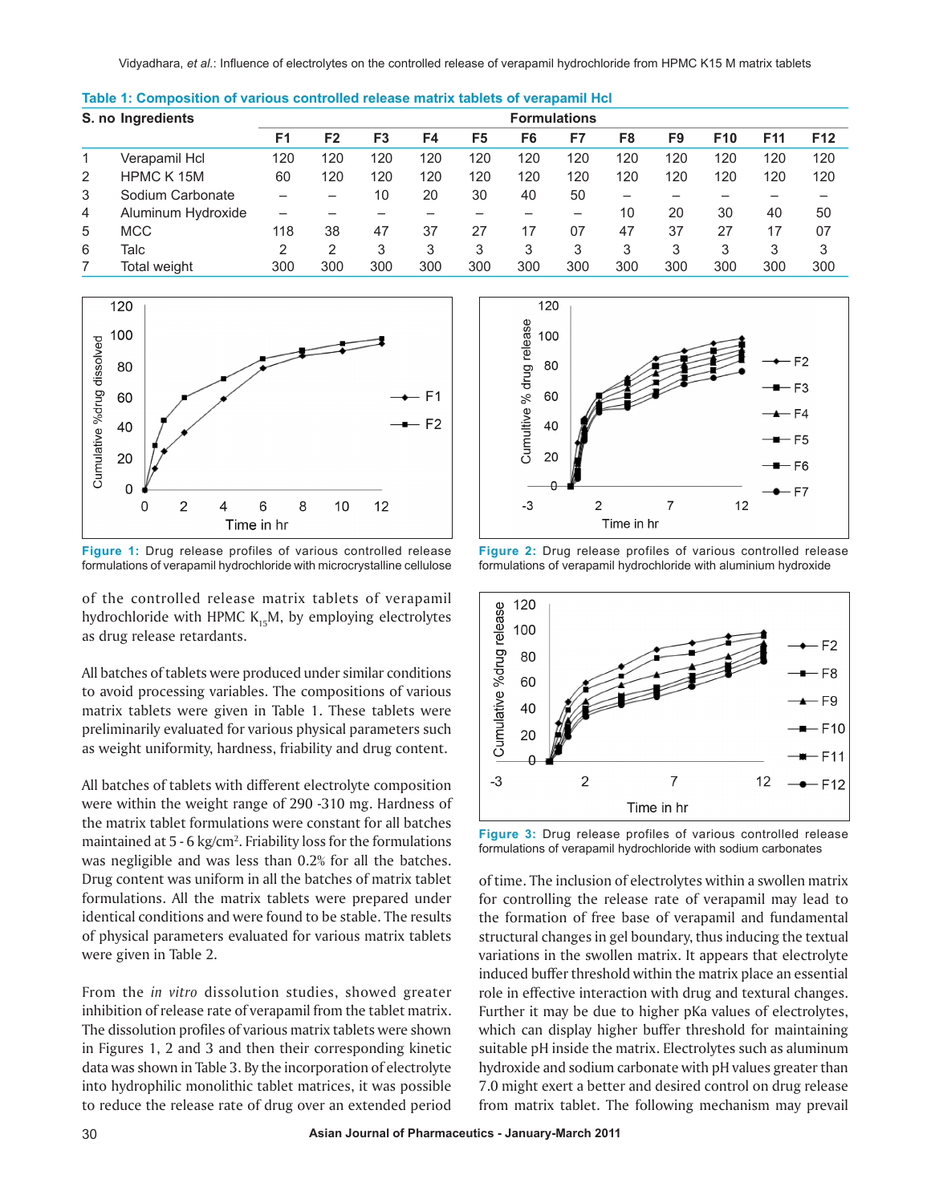**Table 1: Composition of various controlled release matrix tablets of verapamil Hcl**

| S. no | Ingredients | Formulations | | | | | | | | | | | |
|---|---|---|---|---|---|---|---|---|---|---|---|---|---|
| | | F1 | F2 | F3 | F4 | F5 | F6 | F7 | F8 | F9 | F10 | F11 | F12 |
| 1 | Verapamil Hcl | 120 | 120 | 120 | 120 | 120 | 120 | 120 | 120 | 120 | 120 | 120 | 120 |
| 2 | HPMC K 15M | 60 | 120 | 120 | 120 | 120 | 120 | 120 | 120 | 120 | 120 | 120 | 120 |
| 3 | Sodium Carbonate | – | – | 10 | 20 | 30 | 40 | 50 | – | – | – | – | – |
| 4 | Aluminum Hydroxide | – | – | – | – | – | – | – | 10 | 20 | 30 | 40 | 50 |
| 5 | MCC | 118 | 38 | 47 | 37 | 27 | 17 | 07 | 47 | 37 | 27 | 17 | 07 |
| 6 | Talc | 2 | 2 | 3 | 3 | 3 | 3 | 3 | 3 | 3 | 3 | 3 | 3 |
| 7 | Total weight | 300 | 300 | 300 | 300 | 300 | 300 | 300 | 300 | 300 | 300 | 300 | 300 |

**Figure 1:** Drug release profiles of various controlled release formulations of verapamil hydrochloride with microcrystalline cellulose

**Figure 2:** Drug release profiles of various controlled release formulations of verapamil hydrochloride with aluminium hydroxide

of the controlled release matrix tablets of verapamil hydrochloride with HPMC $K_{15}$M, by employing electrolytes as drug release retardants.

All batches of tablets were produced under similar conditions to avoid processing variables. The compositions of various matrix tablets were given in Table 1. These tablets were preliminarily evaluated for various physical parameters such as weight uniformity, hardness, friability and drug content.

All batches of tablets with different electrolyte composition were within the weight range of 290 -310 mg. Hardness of the matrix tablet formulations were constant for all batches maintained at 5 - 6 kg/cm$^2$. Friability loss for the formulations was negligible and was less than 0.2% for all the batches. Drug content was uniform in all the batches of matrix tablet formulations. All the matrix tablets were prepared under identical conditions and were found to be stable. The results of physical parameters evaluated for various matrix tablets were given in Table 2.

From the *in vitro* dissolution studies, showed greater inhibition of release rate of verapamil from the tablet matrix. The dissolution profiles of various matrix tablets were shown in Figures 1, 2 and 3 and then their corresponding kinetic data was shown in Table 3. By the incorporation of electrolyte into hydrophilic monolithic tablet matrices, it was possible to reduce the release rate of drug over an extended period

**Figure 3:** Drug release profiles of various controlled release formulations of verapamil hydrochloride with sodium carbonates

of time. The inclusion of electrolytes within a swollen matrix for controlling the release rate of verapamil may lead to the formation of free base of verapamil and fundamental structural changes in gel boundary, thus inducing the textual variations in the swollen matrix. It appears that electrolyte induced buffer threshold within the matrix place an essential role in effective interaction with drug and textural changes. Further it may be due to higher pKa values of electrolytes, which can display higher buffer threshold for maintaining suitable pH inside the matrix. Electrolytes such as aluminum hydroxide and sodium carbonate with pH values greater than 7.0 might exert a better and desired control on drug release from matrix tablet. The following mechanism may prevail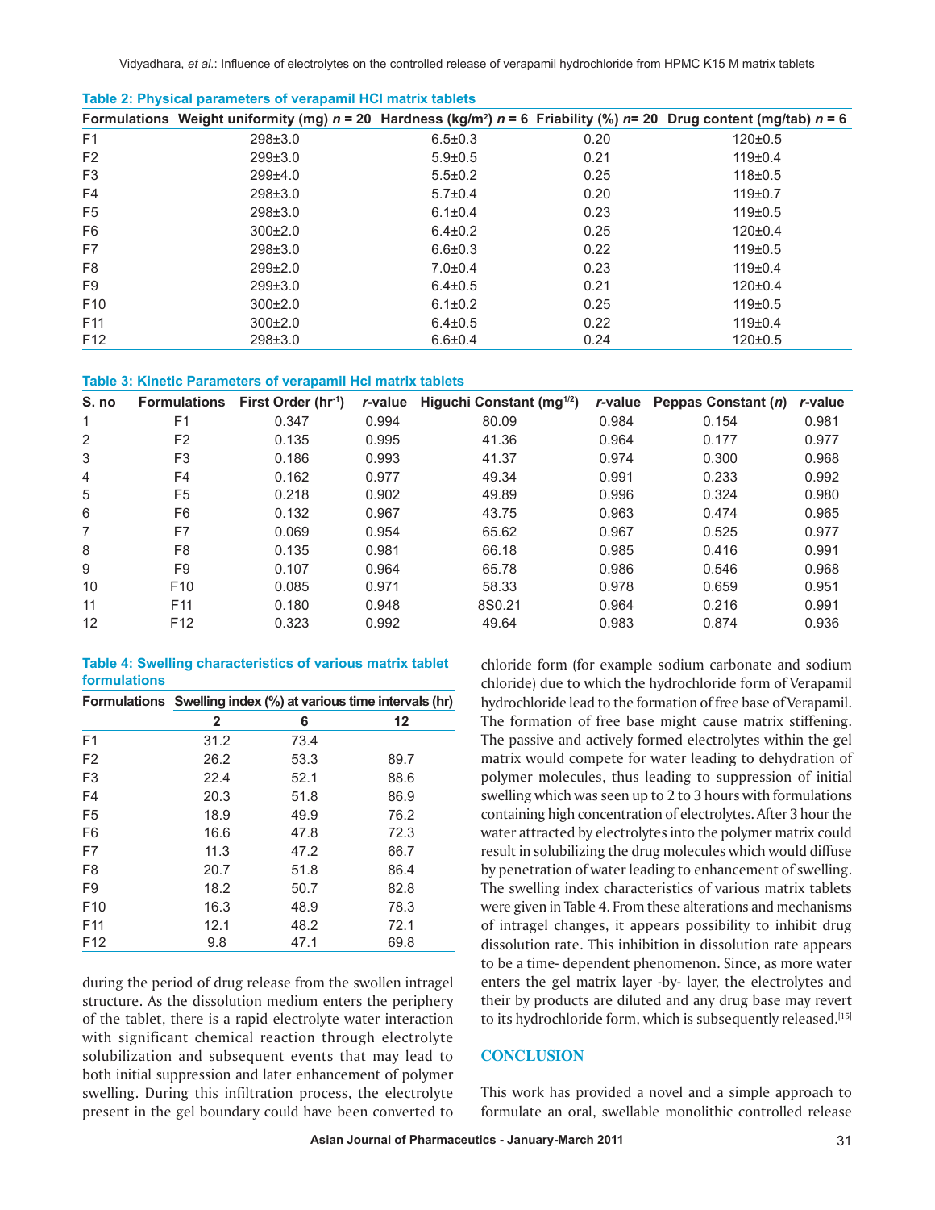**Table 2: Physical parameters of verapamil HCl matrix tablets**

| Formulations | Weight uniformity (mg) *n* = 20 | Hardness (kg/m$^2$) *n* = 6 | Friability (%) *n*= 20 | Drug content (mg/tab) *n* = 6 |
|---|---|---|---|---|
| F1 | 298±3.0 | 6.5±0.3 | 0.20 | 120±0.5 |
| F2 | 299±3.0 | 5.9±0.5 | 0.21 | 119±0.4 |
| F3 | 299±4.0 | 5.5±0.2 | 0.25 | 118±0.5 |
| F4 | 298±3.0 | 5.7±0.4 | 0.20 | 119±0.7 |
| F5 | 298±3.0 | 6.1±0.4 | 0.23 | 119±0.5 |
| F6 | 300±2.0 | 6.4±0.2 | 0.25 | 120±0.4 |
| F7 | 298±3.0 | 6.6±0.3 | 0.22 | 119±0.5 |
| F8 | 299±2.0 | 7.0±0.4 | 0.23 | 119±0.4 |
| F9 | 299±3.0 | 6.4±0.5 | 0.21 | 120±0.4 |
| F10 | 300±2.0 | 6.1±0.2 | 0.25 | 119±0.5 |
| F11 | 300±2.0 | 6.4±0.5 | 0.22 | 119±0.4 |
| F12 | 298±3.0 | 6.6±0.4 | 0.24 | 120±0.5 |

**Table 3: Kinetic Parameters of verapamil Hcl matrix tablets**

| S. no | Formulations | First Order (hr$^{-1}$) | *r*-value | Higuchi Constant (mg$^{1/2}$) | *r*-value | Peppas Constant (*n*) | *r*-value |
|---|---|---|---|---|---|---|---|
| 1 | F1 | 0.347 | 0.994 | 80.09 | 0.984 | 0.154 | 0.981 |
| 2 | F2 | 0.135 | 0.995 | 41.36 | 0.964 | 0.177 | 0.977 |
| 3 | F3 | 0.186 | 0.993 | 41.37 | 0.974 | 0.300 | 0.968 |
| 4 | F4 | 0.162 | 0.977 | 49.34 | 0.991 | 0.233 | 0.992 |
| 5 | F5 | 0.218 | 0.902 | 49.89 | 0.996 | 0.324 | 0.980 |
| 6 | F6 | 0.132 | 0.967 | 43.75 | 0.963 | 0.474 | 0.965 |
| 7 | F7 | 0.069 | 0.954 | 65.62 | 0.967 | 0.525 | 0.977 |
| 8 | F8 | 0.135 | 0.981 | 66.18 | 0.985 | 0.416 | 0.991 |
| 9 | F9 | 0.107 | 0.964 | 65.78 | 0.986 | 0.546 | 0.968 |
| 10 | F10 | 0.085 | 0.971 | 58.33 | 0.978 | 0.659 | 0.951 |
| 11 | F11 | 0.180 | 0.948 | 8S0.21 | 0.964 | 0.216 | 0.991 |
| 12 | F12 | 0.323 | 0.992 | 49.64 | 0.983 | 0.874 | 0.936 |

**Table 4: Swelling characteristics of various matrix tablet formulations**

| Formulations | Swelling index (%) at various time intervals (hr) | | |
|---|---|---|---|
| | 2 | 6 | 12 |
| F1 | 31.2 | 73.4 | |
| F2 | 26.2 | 53.3 | 89.7 |
| F3 | 22.4 | 52.1 | 88.6 |
| F4 | 20.3 | 51.8 | 86.9 |
| F5 | 18.9 | 49.9 | 76.2 |
| F6 | 16.6 | 47.8 | 72.3 |
| F7 | 11.3 | 47.2 | 66.7 |
| F8 | 20.7 | 51.8 | 86.4 |
| F9 | 18.2 | 50.7 | 82.8 |
| F10 | 16.3 | 48.9 | 78.3 |
| F11 | 12.1 | 48.2 | 72.1 |
| F12 | 9.8 | 47.1 | 69.8 |

during the period of drug release from the swollen intragel structure. As the dissolution medium enters the periphery of the tablet, there is a rapid electrolyte water interaction with significant chemical reaction through electrolyte solubilization and subsequent events that may lead to both initial suppression and later enhancement of polymer swelling. During this infiltration process, the electrolyte present in the gel boundary could have been converted to chloride form (for example sodium carbonate and sodium chloride) due to which the hydrochloride form of Verapamil hydrochloride lead to the formation of free base of Verapamil. The formation of free base might cause matrix stiffening. The passive and actively formed electrolytes within the gel matrix would compete for water leading to dehydration of polymer molecules, thus leading to suppression of initial swelling which was seen up to 2 to 3 hours with formulations containing high concentration of electrolytes. After 3 hour the water attracted by electrolytes into the polymer matrix could result in solubilizing the drug molecules which would diffuse by penetration of water leading to enhancement of swelling. The swelling index characteristics of various matrix tablets were given in Table 4. From these alterations and mechanisms of intragel changes, it appears possibility to inhibit drug dissolution rate. This inhibition in dissolution rate appears to be a time- dependent phenomenon. Since, as more water enters the gel matrix layer -by- layer, the electrolytes and their by products are diluted and any drug base may revert to its hydrochloride form, which is subsequently released.[15]

## CONCLUSION

This work has provided a novel and a simple approach to formulate an oral, swellable monolithic controlled release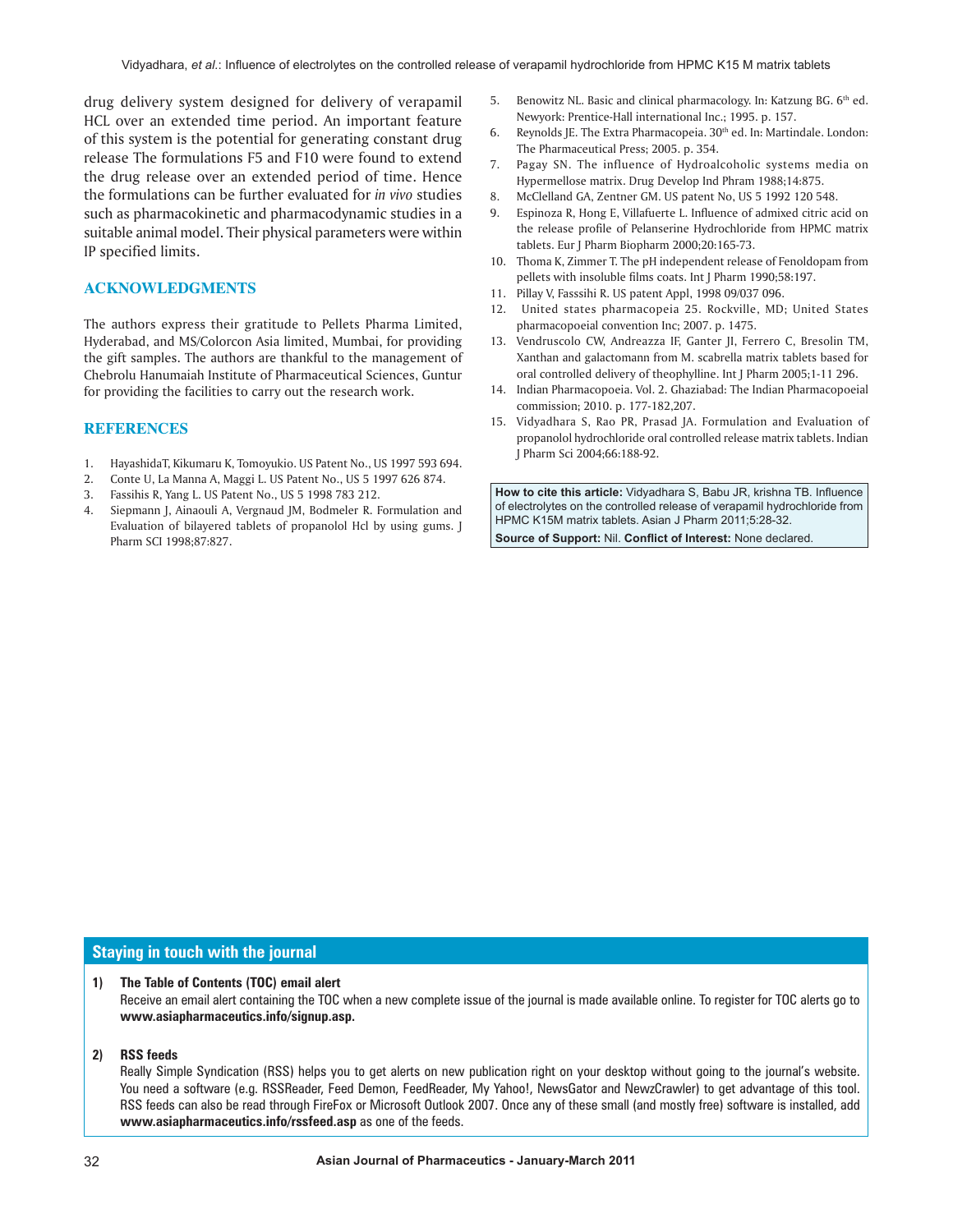drug delivery system designed for delivery of verapamil HCL over an extended time period. An important feature of this system is the potential for generating constant drug release The formulations F5 and F10 were found to extend the drug release over an extended period of time. Hence the formulations can be further evaluated for *in vivo* studies such as pharmacokinetic and pharmacodynamic studies in a suitable animal model. Their physical parameters were within IP specified limits.

## ACKNOWLEDGMENTS

The authors express their gratitude to Pellets Pharma Limited, Hyderabad, and MS/Colorcon Asia limited, Mumbai, for providing the gift samples. The authors are thankful to the management of Chebrolu Hanumaiah Institute of Pharmaceutical Sciences, Guntur for providing the facilities to carry out the research work.

## REFERENCES

1. HayashidaT, Kikumaru K, Tomoyukio. US Patent No., US 1997 593 694.
2. Conte U, La Manna A, Maggi L. US Patent No., US 5 1997 626 874.
3. Fassihis R, Yang L. US Patent No., US 5 1998 783 212.
4. Siepmann J, Ainaouli A, Vergnaud JM, Bodmeler R. Formulation and Evaluation of bilayered tablets of propanolol Hcl by using gums. J Pharm SCI 1998;87:827.
5. Benowitz NL. Basic and clinical pharmacology. In: Katzung BG. 6th ed. Newyork: Prentice-Hall international Inc.; 1995. p. 157.
6. Reynolds JE. The Extra Pharmacopeia. 30th ed. In: Martindale. London: The Pharmaceutical Press; 2005. p. 354.
7. Pagay SN. The influence of Hydroalcoholic systems media on Hypermellose matrix. Drug Develop Ind Phram 1988;14:875.
8. McClelland GA, Zentner GM. US patent No, US 5 1992 120 548.
9. Espinoza R, Hong E, Villafuerte L. Influence of admixed citric acid on the release profile of Pelanserine Hydrochloride from HPMC matrix tablets. Eur J Pharm Biopharm 2000;20:165-73.
10. Thoma K, Zimmer T. The pH independent release of Fenoldopam from pellets with insoluble films coats. Int J Pharm 1990;58:197.
11. Pillay V, Fasssihi R. US patent Appl, 1998 09/037 096.
12. United states pharmacopeia 25. Rockville, MD; United States pharmacopoeial convention Inc; 2007. p. 1475.
13. Vendruscolo CW, Andreazza IF, Ganter JI, Ferrero C, Bresolin TM, Xanthan and galactomann from M. scabrella matrix tablets based for oral controlled delivery of theophylline. Int J Pharm 2005;1-11 296.
14. Indian Pharmacopoeia. Vol. 2. Ghaziabad: The Indian Pharmacopoeial commission; 2010. p. 177-182,207.
15. Vidyadhara S, Rao PR, Prasad JA. Formulation and Evaluation of propanolol hydrochloride oral controlled release matrix tablets. Indian J Pharm Sci 2004;66:188-92.

**How to cite this article:** Vidyadhara S, Babu JR, krishna TB. Influence of electrolytes on the controlled release of verapamil hydrochloride from HPMC K15M matrix tablets. Asian J Pharm 2011;5:28-32.

**Source of Support:** Nil. **Conflict of Interest:** None declared.

## Staying in touch with the journal

1) **The Table of Contents (TOC) email alert**
   Receive an email alert containing the TOC when a new complete issue of the journal is made available online. To register for TOC alerts go to **www.asiapharmaceutics.info/signup.asp.**

2) **RSS feeds**
   Really Simple Syndication (RSS) helps you to get alerts on new publication right on your desktop without going to the journal's website. You need a software (e.g. RSSReader, Feed Demon, FeedReader, My Yahoo!, NewsGator and NewzCrawler) to get advantage of this tool. RSS feeds can also be read through FireFox or Microsoft Outlook 2007. Once any of these small (and mostly free) software is installed, add **www.asiapharmaceutics.info/rssfeed.asp** as one of the feeds.